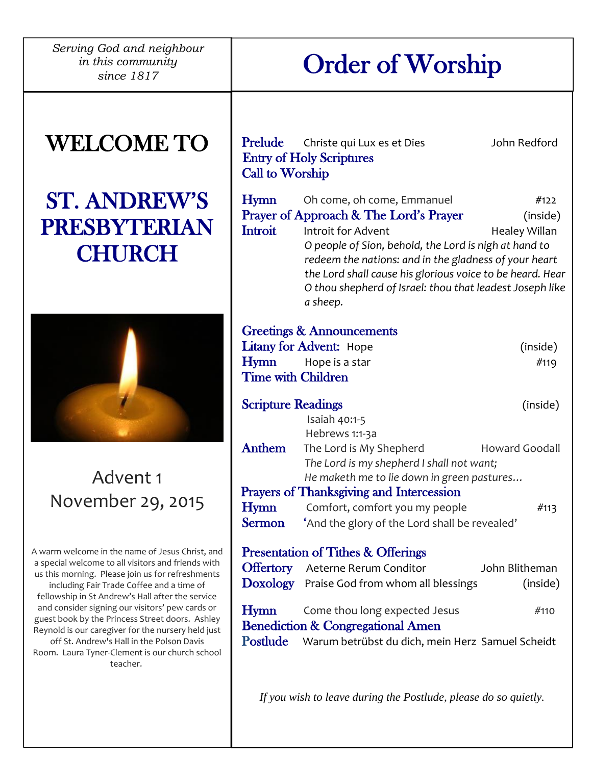*Serving God and neighbour in this community since 1817*

# WELCOME TO

# ST. ANDREW'S PRESBYTERIAN CHURCH

Advent 1
November 29, 2015

A warm welcome in the name of Jesus Christ, and a special welcome to all visitors and friends with us this morning. Please join us for refreshments including Fair Trade Coffee and a time of fellowship in St Andrew's Hall after the service and consider signing our visitors' pew cards or guest book by the Princess Street doors. Ashley Reynold is our caregiver for the nursery held just off St. Andrew's Hall in the Polson Davis Room. Laura Tyner-Clement is our church school teacher.

# Order of Worship

**Prelude** Christe qui Lux es et Dies — John Redford
**Entry of Holy Scriptures**
**Call to Worship**

**Hymn** Oh come, oh come, Emmanuel — #122
**Prayer of Approach & The Lord's Prayer** — (inside)
**Introit** Introit for Advent — Healey Willan
*O people of Sion, behold, the Lord is nigh at hand to redeem the nations: and in the gladness of your heart the Lord shall cause his glorious voice to be heard. Hear O thou shepherd of Israel: thou that leadest Joseph like a sheep.*

**Greetings & Announcements**
**Litany for Advent:** Hope — (inside)
**Hymn** Hope is a star — #119
**Time with Children**

**Scripture Readings** — (inside)
Isaiah 40:1-5
Hebrews 1:1-3a
**Anthem** The Lord is My Shepherd — Howard Goodall
*The Lord is my shepherd I shall not want;*
*He maketh me to lie down in green pastures…*
**Prayers of Thanksgiving and Intercession**
**Hymn** Comfort, comfort you my people — #113
**Sermon** 'And the glory of the Lord shall be revealed'

**Presentation of Tithes & Offerings**
**Offertory** Aeterne Rerum Conditor — John Blitheman
**Doxology** Praise God from whom all blessings — (inside)

**Hymn** Come thou long expected Jesus — #110
**Benediction & Congregational Amen**
**Postlude** Warum betrübst du dich, mein Herz — Samuel Scheidt

*If you wish to leave during the Postlude, please do so quietly.*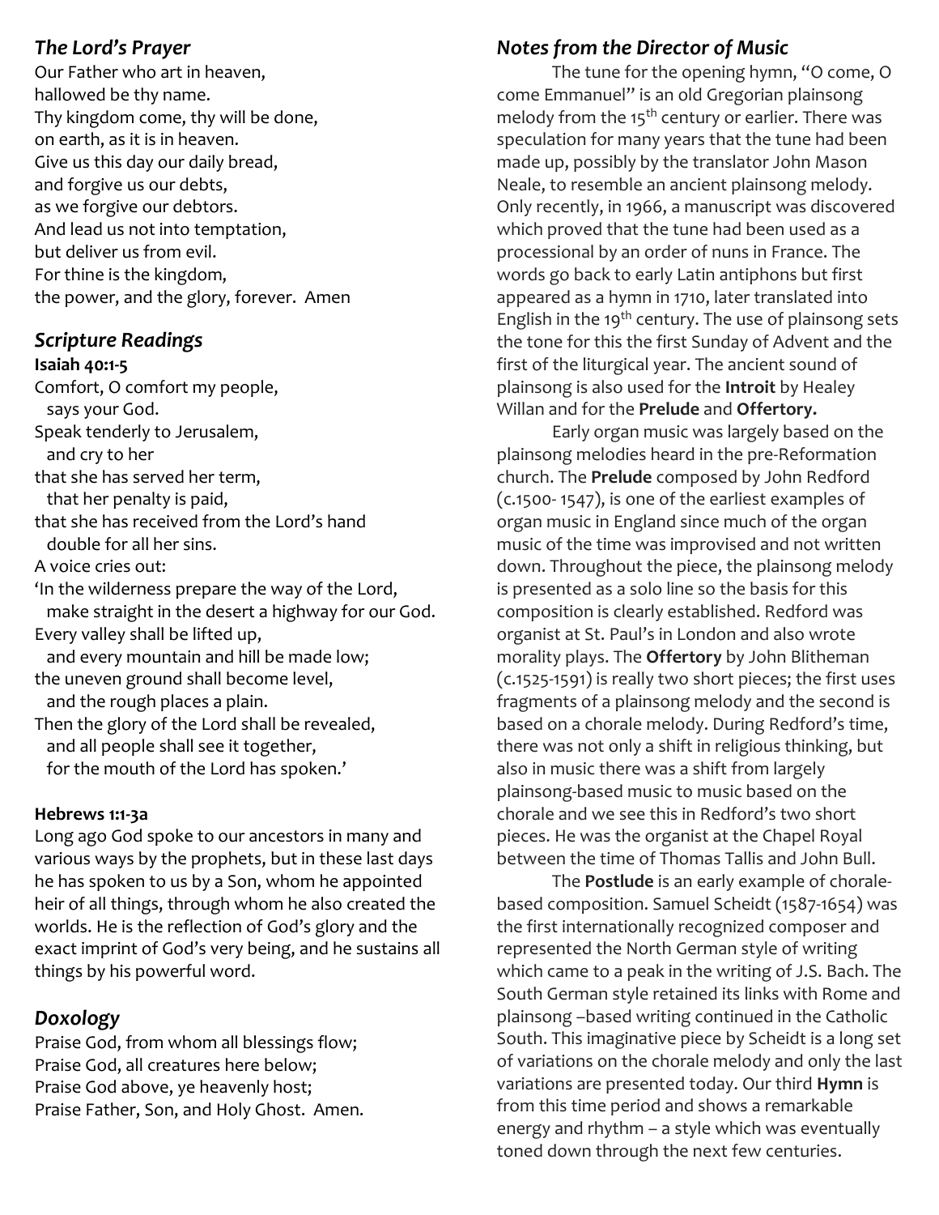## *The Lord's Prayer*

Our Father who art in heaven,
hallowed be thy name.
Thy kingdom come, thy will be done,
on earth, as it is in heaven.
Give us this day our daily bread,
and forgive us our debts,
as we forgive our debtors.
And lead us not into temptation,
but deliver us from evil.
For thine is the kingdom,
the power, and the glory, forever. Amen

## *Scripture Readings*

**Isaiah 40:1-5**

Comfort, O comfort my people,
  says your God.
Speak tenderly to Jerusalem,
  and cry to her
that she has served her term,
  that her penalty is paid,
that she has received from the Lord's hand
  double for all her sins.
A voice cries out:
'In the wilderness prepare the way of the Lord,
  make straight in the desert a highway for our God.
Every valley shall be lifted up,
  and every mountain and hill be made low;
the uneven ground shall become level,
  and the rough places a plain.
Then the glory of the Lord shall be revealed,
  and all people shall see it together,
  for the mouth of the Lord has spoken.'

**Hebrews 1:1-3a**

Long ago God spoke to our ancestors in many and various ways by the prophets, but in these last days he has spoken to us by a Son, whom he appointed heir of all things, through whom he also created the worlds. He is the reflection of God's glory and the exact imprint of God's very being, and he sustains all things by his powerful word.

## *Doxology*

Praise God, from whom all blessings flow;
Praise God, all creatures here below;
Praise God above, ye heavenly host;
Praise Father, Son, and Holy Ghost. Amen.

## *Notes from the Director of Music*

The tune for the opening hymn, "O come, O come Emmanuel" is an old Gregorian plainsong melody from the 15th century or earlier. There was speculation for many years that the tune had been made up, possibly by the translator John Mason Neale, to resemble an ancient plainsong melody. Only recently, in 1966, a manuscript was discovered which proved that the tune had been used as a processional by an order of nuns in France. The words go back to early Latin antiphons but first appeared as a hymn in 1710, later translated into English in the 19th century. The use of plainsong sets the tone for this the first Sunday of Advent and the first of the liturgical year. The ancient sound of plainsong is also used for the **Introit** by Healey Willan and for the **Prelude** and **Offertory.**

Early organ music was largely based on the plainsong melodies heard in the pre-Reformation church. The **Prelude** composed by John Redford (c.1500- 1547), is one of the earliest examples of organ music in England since much of the organ music of the time was improvised and not written down. Throughout the piece, the plainsong melody is presented as a solo line so the basis for this composition is clearly established. Redford was organist at St. Paul's in London and also wrote morality plays. The **Offertory** by John Blitheman (c.1525-1591) is really two short pieces; the first uses fragments of a plainsong melody and the second is based on a chorale melody. During Redford's time, there was not only a shift in religious thinking, but also in music there was a shift from largely plainsong-based music to music based on the chorale and we see this in Redford's two short pieces. He was the organist at the Chapel Royal between the time of Thomas Tallis and John Bull.

The **Postlude** is an early example of chorale-based composition. Samuel Scheidt (1587-1654) was the first internationally recognized composer and represented the North German style of writing which came to a peak in the writing of J.S. Bach. The South German style retained its links with Rome and plainsong –based writing continued in the Catholic South. This imaginative piece by Scheidt is a long set of variations on the chorale melody and only the last variations are presented today. Our third **Hymn** is from this time period and shows a remarkable energy and rhythm – a style which was eventually toned down through the next few centuries.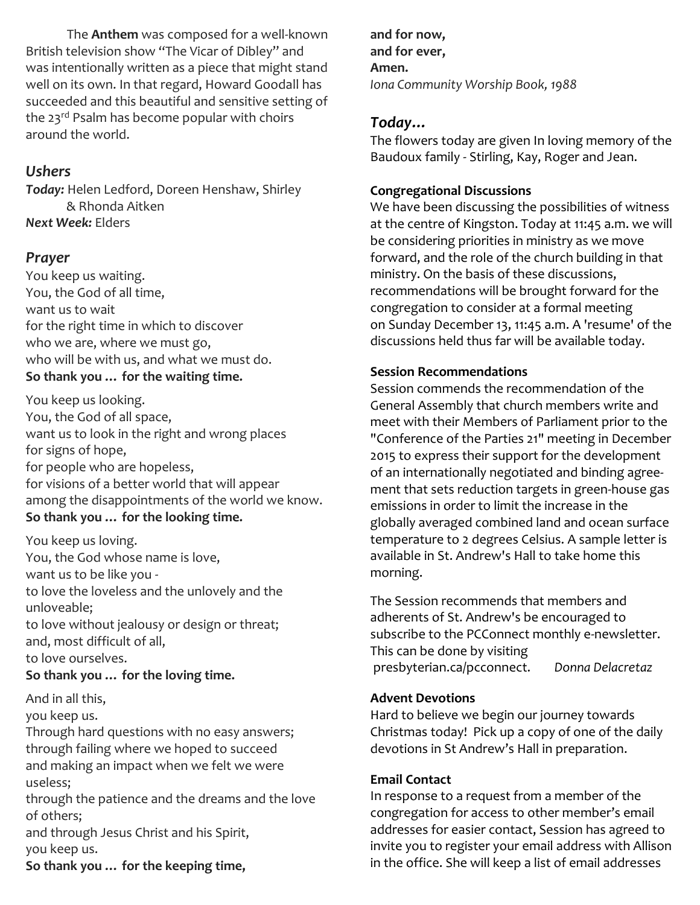The **Anthem** was composed for a well-known British television show "The Vicar of Dibley" and was intentionally written as a piece that might stand well on its own. In that regard, Howard Goodall has succeeded and this beautiful and sensitive setting of the 23rd Psalm has become popular with choirs around the world.

## *Ushers*

***Today:*** Helen Ledford, Doreen Henshaw, Shirley & Rhonda Aitken
***Next Week:*** Elders

## *Prayer*

You keep us waiting.
You, the God of all time,
want us to wait
for the right time in which to discover
who we are, where we must go,
who will be with us, and what we must do.
**So thank you … for the waiting time.**

You keep us looking.
You, the God of all space,
want us to look in the right and wrong places
for signs of hope,
for people who are hopeless,
for visions of a better world that will appear
among the disappointments of the world we know.
**So thank you … for the looking time.**

You keep us loving.
You, the God whose name is love,
want us to be like you -
to love the loveless and the unlovely and the unloveable;
to love without jealousy or design or threat;
and, most difficult of all,
to love ourselves.
**So thank you … for the loving time.**

And in all this,
you keep us.
Through hard questions with no easy answers;
through failing where we hoped to succeed
and making an impact when we felt we were useless;
through the patience and the dreams and the love of others;
and through Jesus Christ and his Spirit,
you keep us.
**So thank you … for the keeping time,**
**and for now,**
**and for ever,**
**Amen.**
*Iona Community Worship Book, 1988*

## *Today…*

The flowers today are given In loving memory of the Baudoux family - Stirling, Kay, Roger and Jean.

**Congregational Discussions**

We have been discussing the possibilities of witness at the centre of Kingston. Today at 11:45 a.m. we will be considering priorities in ministry as we move forward, and the role of the church building in that ministry. On the basis of these discussions, recommendations will be brought forward for the congregation to consider at a formal meeting on Sunday December 13, 11:45 a.m. A 'resume' of the discussions held thus far will be available today.

**Session Recommendations**

Session commends the recommendation of the General Assembly that church members write and meet with their Members of Parliament prior to the "Conference of the Parties 21" meeting in December 2015 to express their support for the development of an internationally negotiated and binding agreement that sets reduction targets in green-house gas emissions in order to limit the increase in the globally averaged combined land and ocean surface temperature to 2 degrees Celsius. A sample letter is available in St. Andrew's Hall to take home this morning.

The Session recommends that members and adherents of St. Andrew's be encouraged to subscribe to the PCConnect monthly e-newsletter. This can be done by visiting presbyterian.ca/pcconnect. *Donna Delacretaz*

**Advent Devotions**

Hard to believe we begin our journey towards Christmas today! Pick up a copy of one of the daily devotions in St Andrew's Hall in preparation.

**Email Contact**

In response to a request from a member of the congregation for access to other member's email addresses for easier contact, Session has agreed to invite you to register your email address with Allison in the office. She will keep a list of email addresses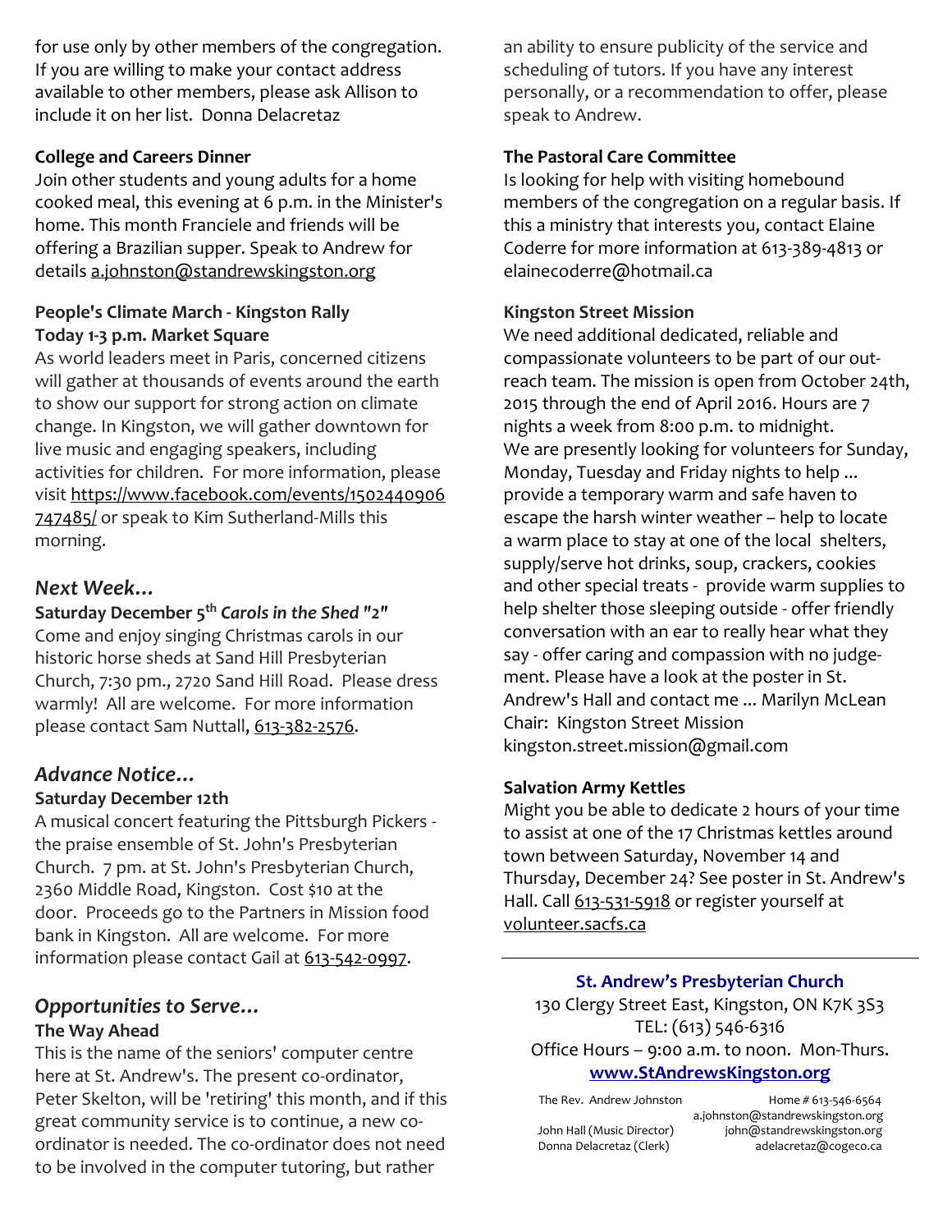for use only by other members of the congregation. If you are willing to make your contact address available to other members, please ask Allison to include it on her list. Donna Delacretaz

**College and Careers Dinner**

Join other students and young adults for a home cooked meal, this evening at 6 p.m. in the Minister's home. This month Franciele and friends will be offering a Brazilian supper. Speak to Andrew for details a.johnston@standrewskingston.org

**People's Climate March - Kingston Rally**
**Today 1-3 p.m. Market Square**

As world leaders meet in Paris, concerned citizens will gather at thousands of events around the earth to show our support for strong action on climate change. In Kingston, we will gather downtown for live music and engaging speakers, including activities for children. For more information, please visit https://www.facebook.com/events/1502440906747485/ or speak to Kim Sutherland-Mills this morning.

## *Next Week…*

**Saturday December 5th** ***Carols in the Shed "2"***

Come and enjoy singing Christmas carols in our historic horse sheds at Sand Hill Presbyterian Church, 7:30 pm., 2720 Sand Hill Road. Please dress warmly! All are welcome. For more information please contact Sam Nuttall, 613-382-2576.

## *Advance Notice…*

**Saturday December 12th**

A musical concert featuring the Pittsburgh Pickers - the praise ensemble of St. John's Presbyterian Church. 7 pm. at St. John's Presbyterian Church, 2360 Middle Road, Kingston. Cost $10 at the door. Proceeds go to the Partners in Mission food bank in Kingston. All are welcome. For more information please contact Gail at 613-542-0997.

## *Opportunities to Serve…*

**The Way Ahead**

This is the name of the seniors' computer centre here at St. Andrew's. The present co-ordinator, Peter Skelton, will be 'retiring' this month, and if this great community service is to continue, a new co-ordinator is needed. The co-ordinator does not need to be involved in the computer tutoring, but rather an ability to ensure publicity of the service and scheduling of tutors. If you have any interest personally, or a recommendation to offer, please speak to Andrew.

**The Pastoral Care Committee**

Is looking for help with visiting homebound members of the congregation on a regular basis. If this a ministry that interests you, contact Elaine Coderre for more information at 613-389-4813 or elainecoderre@hotmail.ca

**Kingston Street Mission**

We need additional dedicated, reliable and compassionate volunteers to be part of our out-reach team. The mission is open from October 24th, 2015 through the end of April 2016. Hours are 7 nights a week from 8:00 p.m. to midnight.
We are presently looking for volunteers for Sunday, Monday, Tuesday and Friday nights to help ... provide a temporary warm and safe haven to escape the harsh winter weather – help to locate a warm place to stay at one of the local shelters, supply/serve hot drinks, soup, crackers, cookies and other special treats - provide warm supplies to help shelter those sleeping outside - offer friendly conversation with an ear to really hear what they say - offer caring and compassion with no judgement. Please have a look at the poster in St. Andrew's Hall and contact me ... Marilyn McLean
Chair: Kingston Street Mission
kingston.street.mission@gmail.com

**Salvation Army Kettles**

Might you be able to dedicate 2 hours of your time to assist at one of the 17 Christmas kettles around town between Saturday, November 14 and Thursday, December 24? See poster in St. Andrew's Hall. Call 613-531-5918 or register yourself at volunteer.sacfs.ca

---

**St. Andrew's Presbyterian Church**
130 Clergy Street East, Kingston, ON K7K 3S3
TEL: (613) 546-6316
Office Hours – 9:00 a.m. to noon. Mon-Thurs.
**www.StAndrewsKingston.org**

| | |
|---|---|
| The Rev. Andrew Johnston | Home # 613-546-6564 |
| | a.johnston@standrewskingston.org |
| John Hall (Music Director) | john@standrewskingston.org |
| Donna Delacretaz (Clerk) | adelacretaz@cogeco.ca |